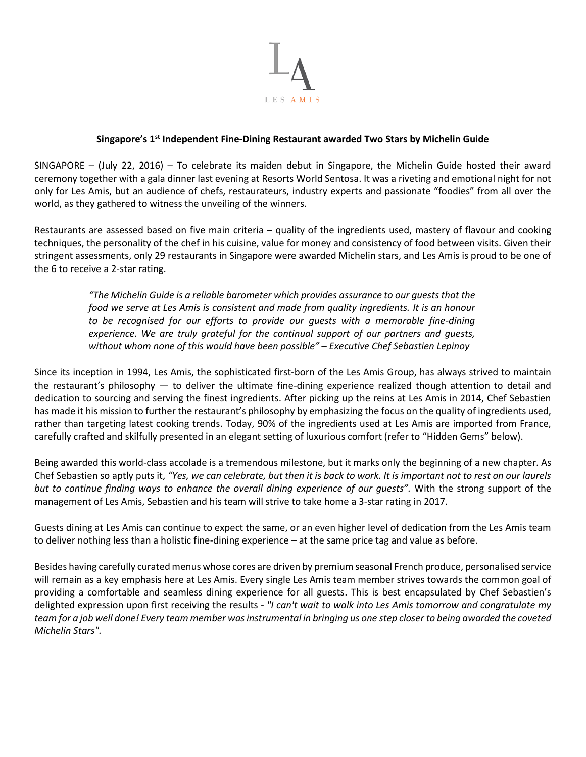LES AMIS

## Singapore's 1st Independent Fine-Dining Restaurant awarded Two Stars by Michelin Guide

SINGAPORE – (July 22, 2016) – To celebrate its maiden debut in Singapore, the Michelin Guide hosted their award ceremony together with a gala dinner last evening at Resorts World Sentosa. It was a riveting and emotional night for not only for Les Amis, but an audience of chefs, restaurateurs, industry experts and passionate "foodies" from all over the world, as they gathered to witness the unveiling of the winners.

Restaurants are assessed based on five main criteria – quality of the ingredients used, mastery of flavour and cooking techniques, the personality of the chef in his cuisine, value for money and consistency of food between visits. Given their stringent assessments, only 29 restaurants in Singapore were awarded Michelin stars, and Les Amis is proud to be one of the 6 to receive a 2-star rating.

> *"The Michelin Guide is a reliable barometer which provides assurance to our guests that the food we serve at Les Amis is consistent and made from quality ingredients. It is an honour to be recognised for our efforts to provide our guests with a memorable fine-dining experience. We are truly grateful for the continual support of our partners and guests, without whom none of this would have been possible" – Executive Chef Sebastien Lepinoy*

Since its inception in 1994, Les Amis, the sophisticated first-born of the Les Amis Group, has always strived to maintain the restaurant's philosophy — to deliver the ultimate fine-dining experience realized though attention to detail and dedication to sourcing and serving the finest ingredients. After picking up the reins at Les Amis in 2014, Chef Sebastien has made it his mission to further the restaurant's philosophy by emphasizing the focus on the quality of ingredients used, rather than targeting latest cooking trends. Today, 90% of the ingredients used at Les Amis are imported from France, carefully crafted and skilfully presented in an elegant setting of luxurious comfort (refer to "Hidden Gems" below).

Being awarded this world-class accolade is a tremendous milestone, but it marks only the beginning of a new chapter. As Chef Sebastien so aptly puts it, *"Yes, we can celebrate, but then it is back to work. It is important not to rest on our laurels but to continue finding ways to enhance the overall dining experience of our guests".* With the strong support of the management of Les Amis, Sebastien and his team will strive to take home a 3-star rating in 2017.

Guests dining at Les Amis can continue to expect the same, or an even higher level of dedication from the Les Amis team to deliver nothing less than a holistic fine-dining experience – at the same price tag and value as before.

Besides having carefully curated menus whose cores are driven by premium seasonal French produce, personalised service will remain as a key emphasis here at Les Amis. Every single Les Amis team member strives towards the common goal of providing a comfortable and seamless dining experience for all guests. This is best encapsulated by Chef Sebastien's delighted expression upon first receiving the results - *"I can't wait to walk into Les Amis tomorrow and congratulate my team for a job well done! Every team member was instrumental in bringing us one step closer to being awarded the coveted Michelin Stars".*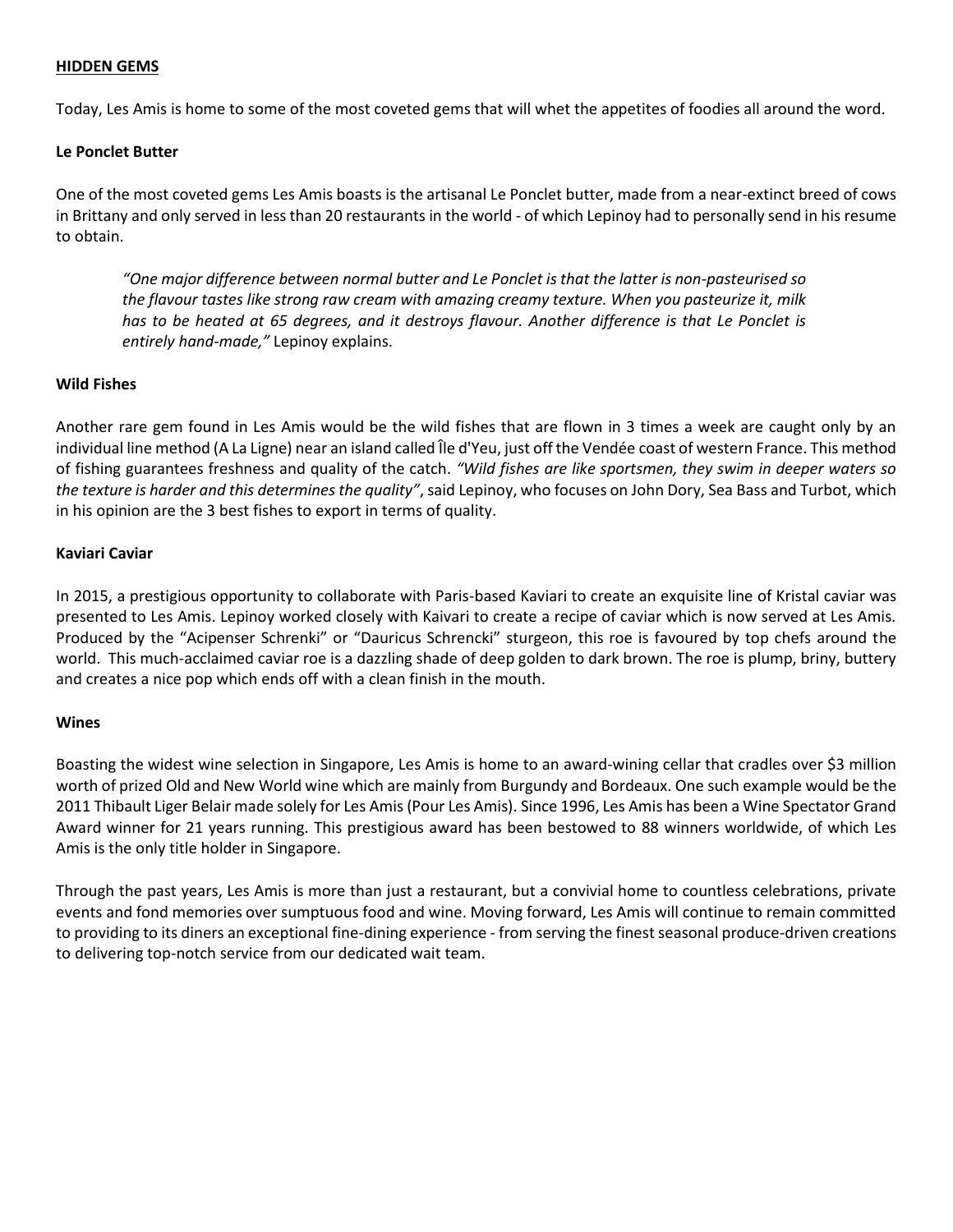**HIDDEN GEMS**

Today, Les Amis is home to some of the most coveted gems that will whet the appetites of foodies all around the word.

**Le Ponclet Butter**

One of the most coveted gems Les Amis boasts is the artisanal Le Ponclet butter, made from a near-extinct breed of cows in Brittany and only served in less than 20 restaurants in the world - of which Lepinoy had to personally send in his resume to obtain.

> *"One major difference between normal butter and Le Ponclet is that the latter is non-pasteurised so the flavour tastes like strong raw cream with amazing creamy texture. When you pasteurize it, milk has to be heated at 65 degrees, and it destroys flavour. Another difference is that Le Ponclet is entirely hand-made,"* Lepinoy explains.

**Wild Fishes**

Another rare gem found in Les Amis would be the wild fishes that are flown in 3 times a week are caught only by an individual line method (A La Ligne) near an island called Île d'Yeu, just off the Vendée coast of western France. This method of fishing guarantees freshness and quality of the catch. *"Wild fishes are like sportsmen, they swim in deeper waters so the texture is harder and this determines the quality"*, said Lepinoy, who focuses on John Dory, Sea Bass and Turbot, which in his opinion are the 3 best fishes to export in terms of quality.

**Kaviari Caviar**

In 2015, a prestigious opportunity to collaborate with Paris-based Kaviari to create an exquisite line of Kristal caviar was presented to Les Amis. Lepinoy worked closely with Kaivari to create a recipe of caviar which is now served at Les Amis. Produced by the "Acipenser Schrenki" or "Dauricus Schrencki" sturgeon, this roe is favoured by top chefs around the world. This much-acclaimed caviar roe is a dazzling shade of deep golden to dark brown. The roe is plump, briny, buttery and creates a nice pop which ends off with a clean finish in the mouth.

**Wines**

Boasting the widest wine selection in Singapore, Les Amis is home to an award-wining cellar that cradles over $3 million worth of prized Old and New World wine which are mainly from Burgundy and Bordeaux. One such example would be the 2011 Thibault Liger Belair made solely for Les Amis (Pour Les Amis). Since 1996, Les Amis has been a Wine Spectator Grand Award winner for 21 years running. This prestigious award has been bestowed to 88 winners worldwide, of which Les Amis is the only title holder in Singapore.

Through the past years, Les Amis is more than just a restaurant, but a convivial home to countless celebrations, private events and fond memories over sumptuous food and wine. Moving forward, Les Amis will continue to remain committed to providing to its diners an exceptional fine-dining experience - from serving the finest seasonal produce-driven creations to delivering top-notch service from our dedicated wait team.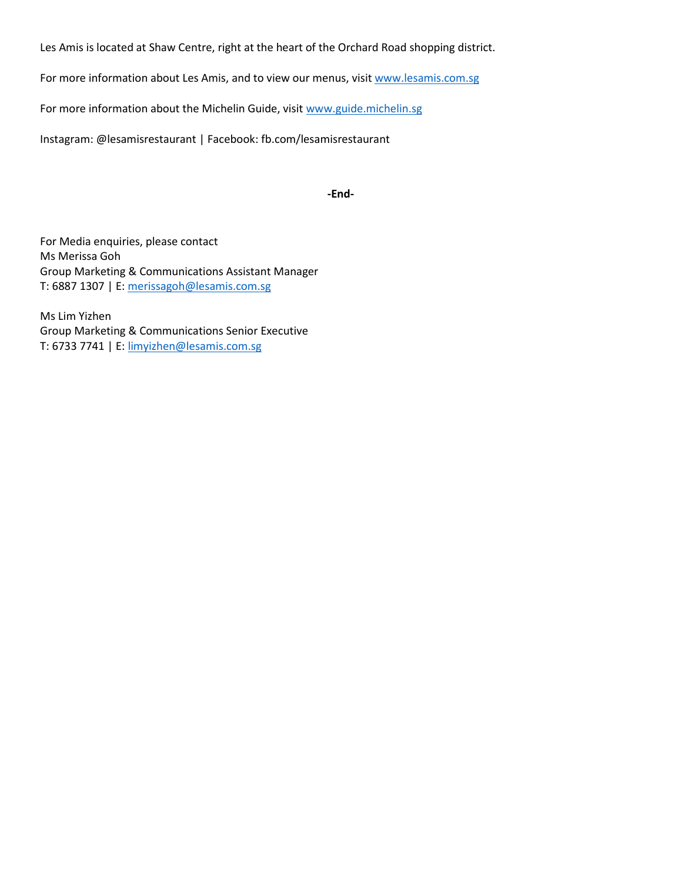Les Amis is located at Shaw Centre, right at the heart of the Orchard Road shopping district.

For more information about Les Amis, and to view our menus, visit [www.lesamis.com.sg](http://www.lesamis.com.sg)

For more information about the Michelin Guide, visit [www.guide.michelin.sg](http://www.guide.michelin.sg)

Instagram: @lesamisrestaurant | Facebook: fb.com/lesamisrestaurant

**-End-**

For Media enquiries, please contact
Ms Merissa Goh
Group Marketing & Communications Assistant Manager
T: 6887 1307 | E: [merissagoh@lesamis.com.sg](mailto:merissagoh@lesamis.com.sg)

Ms Lim Yizhen
Group Marketing & Communications Senior Executive
T: 6733 7741 | E: [limyizhen@lesamis.com.sg](mailto:limyizhen@lesamis.com.sg)